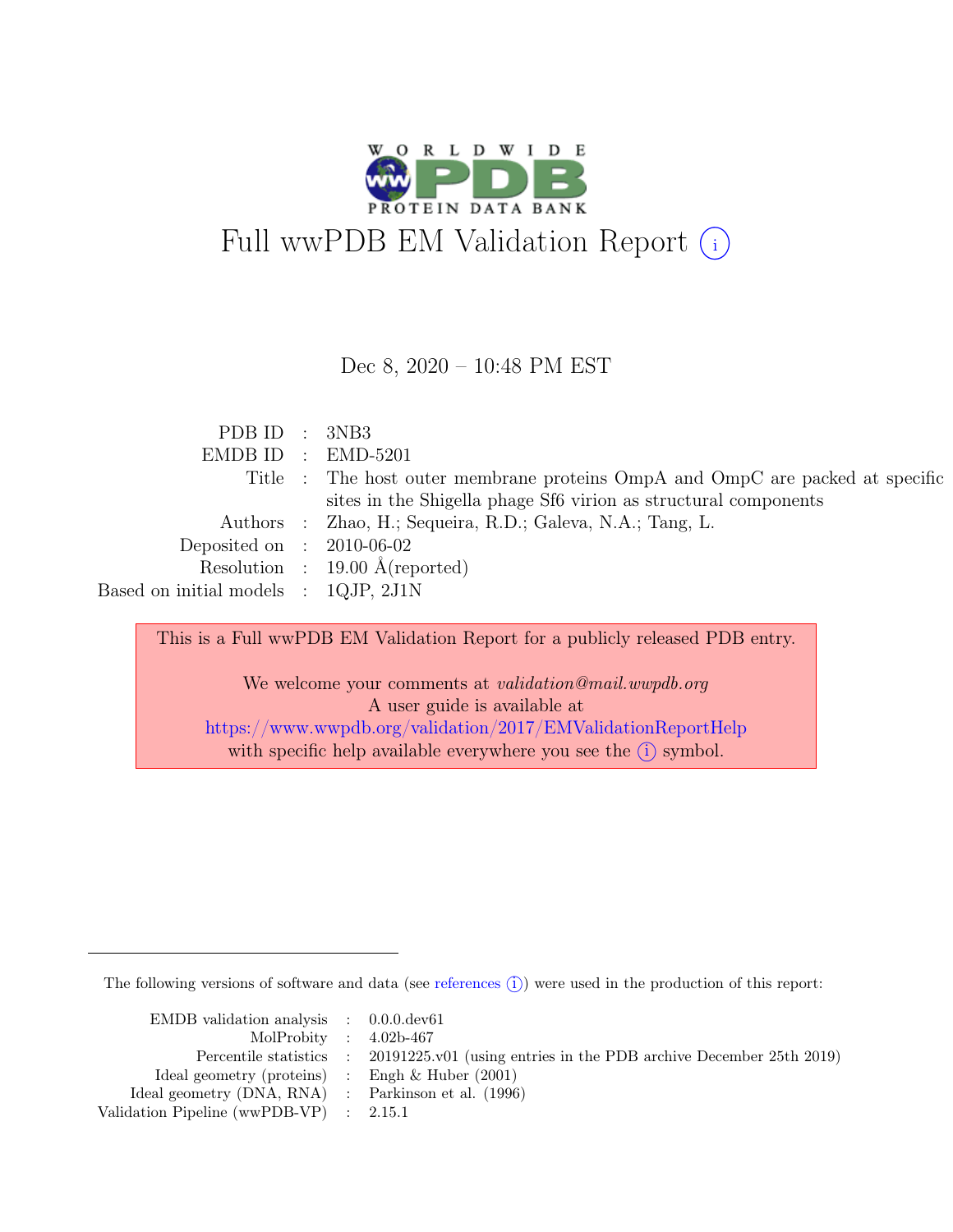# Full wwPDB EM Validation Report (i)

Dec 8, 2020 – 10:48 PM EST

| | | |
|---|---|---|
| PDB ID | : | 3NB3 |
| EMDB ID | : | EMD-5201 |
| Title | : | The host outer membrane proteins OmpA and OmpC are packed at specific sites in the Shigella phage Sf6 virion as structural components |
| Authors | : | Zhao, H.; Sequeira, R.D.; Galeva, N.A.; Tang, L. |
| Deposited on | : | 2010-06-02 |
| Resolution | : | 19.00 Å(reported) |
| Based on initial models | : | 1QJP, 2J1N |

This is a Full wwPDB EM Validation Report for a publicly released PDB entry.

We welcome your comments at *validation@mail.wwpdb.org*
A user guide is available at
https://www.wwpdb.org/validation/2017/EMValidationReportHelp
with specific help available everywhere you see the (i) symbol.

---

The following versions of software and data (see references (i)) were used in the production of this report:

| | | |
|---|---|---|
| EMDB validation analysis | : | 0.0.0.dev61 |
| MolProbity | : | 4.02b-467 |
| Percentile statistics | : | 20191225.v01 (using entries in the PDB archive December 25th 2019) |
| Ideal geometry (proteins) | : | Engh & Huber (2001) |
| Ideal geometry (DNA, RNA) | : | Parkinson et al. (1996) |
| Validation Pipeline (wwPDB-VP) | : | 2.15.1 |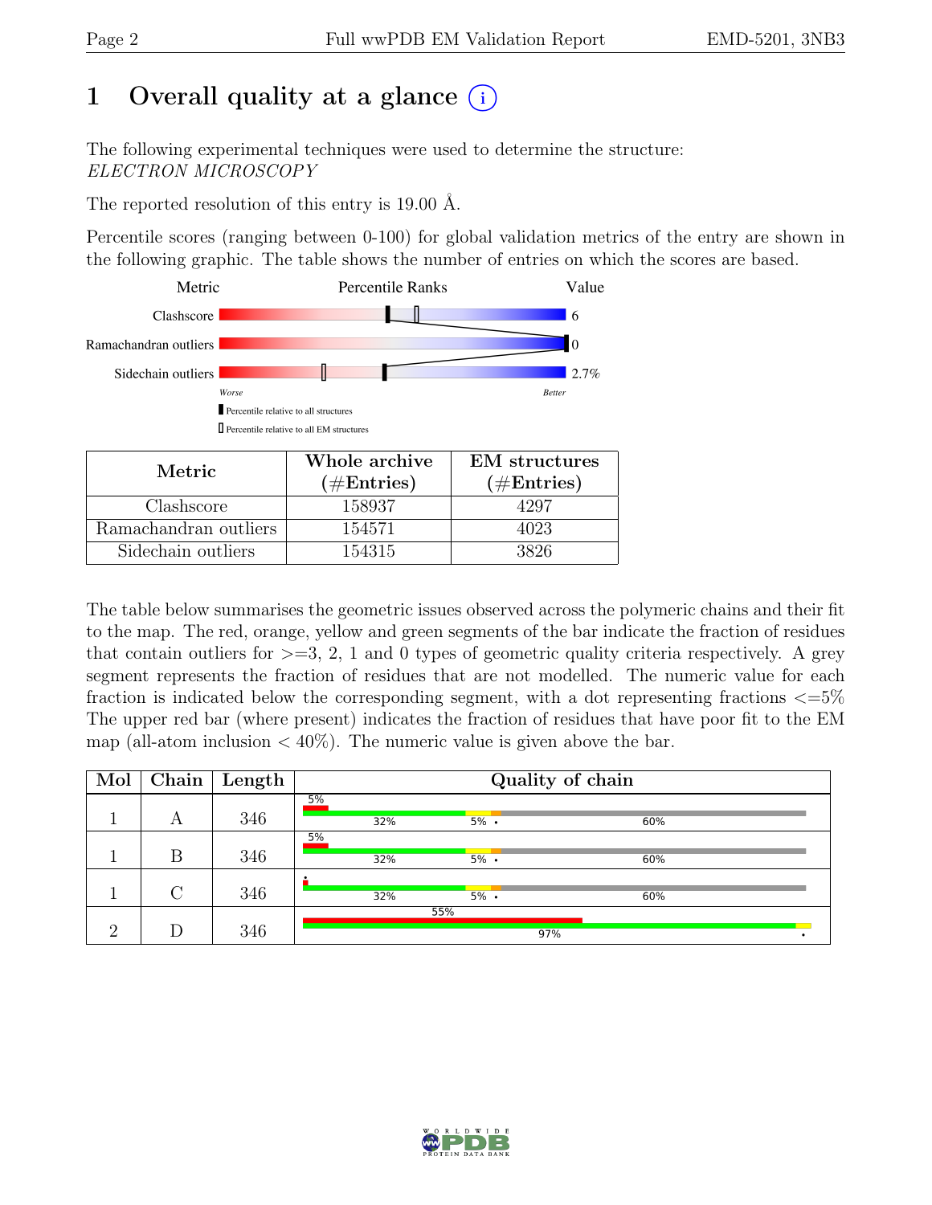# 1 Overall quality at a glance (i)

The following experimental techniques were used to determine the structure:
*ELECTRON MICROSCOPY*

The reported resolution of this entry is 19.00 Å.

Percentile scores (ranging between 0-100) for global validation metrics of the entry are shown in the following graphic. The table shows the number of entries on which the scores are based.

| Metric | Percentile Ranks | Value |
|---|---|---|
| Clashscore | | 6 |
| Ramachandran outliers | | 0 |
| Sidechain outliers | | 2.7% |

Worse — Better

▮ Percentile relative to all structures

▯ Percentile relative to all EM structures

| Metric | Whole archive (#Entries) | EM structures (#Entries) |
|---|---|---|
| Clashscore | 158937 | 4297 |
| Ramachandran outliers | 154571 | 4023 |
| Sidechain outliers | 154315 | 3826 |

The table below summarises the geometric issues observed across the polymeric chains and their fit to the map. The red, orange, yellow and green segments of the bar indicate the fraction of residues that contain outliers for >=3, 2, 1 and 0 types of geometric quality criteria respectively. A grey segment represents the fraction of residues that are not modelled. The numeric value for each fraction is indicated below the corresponding segment, with a dot representing fractions <=5% The upper red bar (where present) indicates the fraction of residues that have poor fit to the EM map (all-atom inclusion < 40%). The numeric value is given above the bar.

| Mol | Chain | Length | Quality of chain |
|---|---|---|---|
| 1 | A | 346 | 5% / 32% 5% • 60% |
| 1 | B | 346 | 5% / 32% 5% • 60% |
| 1 | C | 346 | • / 32% 5% • 60% |
| 2 | D | 346 | 55% / 97% • |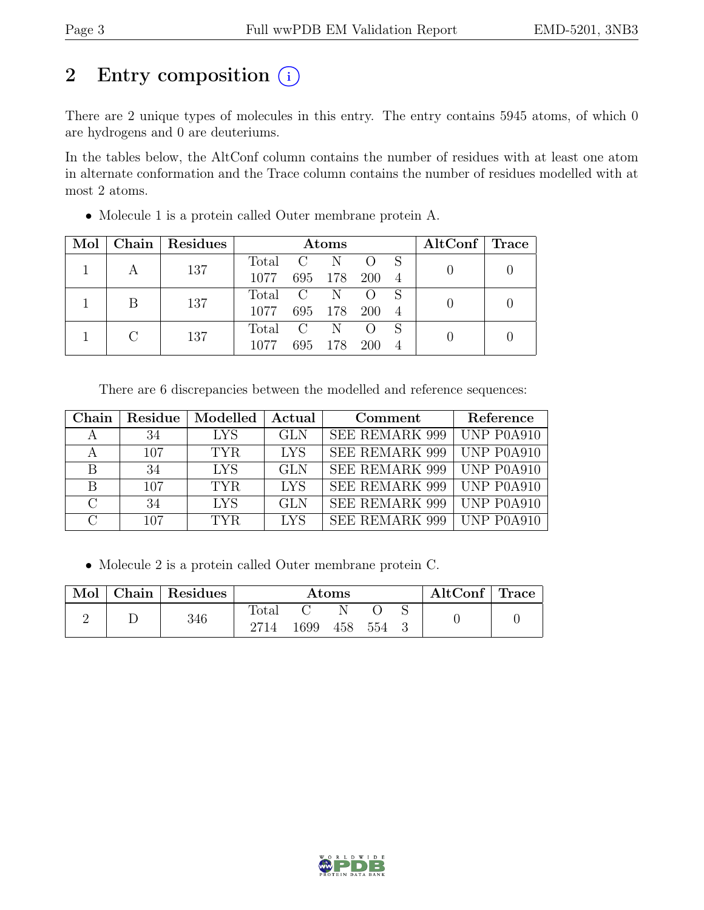# 2 Entry composition (i)

There are 2 unique types of molecules in this entry. The entry contains 5945 atoms, of which 0 are hydrogens and 0 are deuteriums.

In the tables below, the AltConf column contains the number of residues with at least one atom in alternate conformation and the Trace column contains the number of residues modelled with at most 2 atoms.

- Molecule 1 is a protein called Outer membrane protein A.

| Mol | Chain | Residues | Atoms | | | | | AltConf | Trace |
|---|---|---|---|---|---|---|---|---|---|
| 1 | A | 137 | Total<br>1077 | C<br>695 | N<br>178 | O<br>200 | S<br>4 | 0 | 0 |
| 1 | B | 137 | Total<br>1077 | C<br>695 | N<br>178 | O<br>200 | S<br>4 | 0 | 0 |
| 1 | C | 137 | Total<br>1077 | C<br>695 | N<br>178 | O<br>200 | S<br>4 | 0 | 0 |

There are 6 discrepancies between the modelled and reference sequences:

| Chain | Residue | Modelled | Actual | Comment | Reference |
|---|---|---|---|---|---|
| A | 34 | LYS | GLN | SEE REMARK 999 | UNP P0A910 |
| A | 107 | TYR | LYS | SEE REMARK 999 | UNP P0A910 |
| B | 34 | LYS | GLN | SEE REMARK 999 | UNP P0A910 |
| B | 107 | TYR | LYS | SEE REMARK 999 | UNP P0A910 |
| C | 34 | LYS | GLN | SEE REMARK 999 | UNP P0A910 |
| C | 107 | TYR | LYS | SEE REMARK 999 | UNP P0A910 |

- Molecule 2 is a protein called Outer membrane protein C.

| Mol | Chain | Residues | Atoms | | | | | AltConf | Trace |
|---|---|---|---|---|---|---|---|---|---|
| 2 | D | 346 | Total<br>2714 | C<br>1699 | N<br>458 | O<br>554 | S<br>3 | 0 | 0 |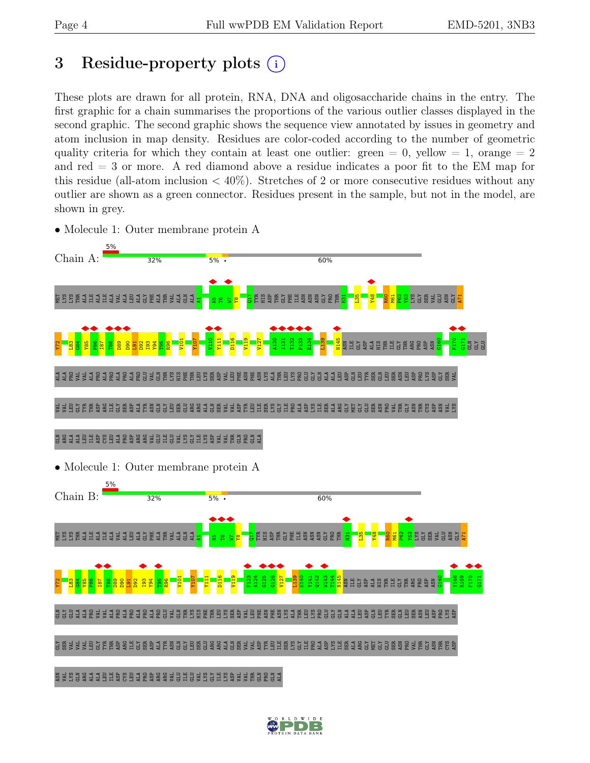# 3 Residue-property plots

These plots are drawn for all protein, RNA, DNA and oligosaccharide chains in the entry. The first graphic for a chain summarises the proportions of the various outlier classes displayed in the second graphic. The second graphic shows the sequence view annotated by issues in geometry and atom inclusion in map density. Residues are color-coded according to the number of geometric quality criteria for which they contain at least one outlier: green = 0, yellow = 1, orange = 2 and red = 3 or more. A red diamond above a residue indicates a poor fit to the EM map for this residue (all-atom inclusion < 40%). Stretches of 2 or more consecutive residues without any outlier are shown as a green connector. Residues present in the sample, but not in the model, are shown in grey.

- Molecule 1: Outer membrane protein A

Chain A: 5% | 32% | 5% • | 60%

MET LYS LYS THR ALA ILE ALA ILE ALA VAL ALA LEU ALA GLY PHE ALA THR VAL ALA GLN ALA A1 N5 T6 W7 Y8 Q17 TYR HIS ASP THR GLY PHE ILE ASN ASN GLY PRO THR H31 L35 Y48 R60 M61 P62 Y63 LYS GLY SER VAL GLU ASN GLY A71

Y72 L83 G84 Y85 P86 I87 T88 D89 D90 L91 D92 I93 Y94 T95 R96 V101 Y107 V110 Y111 D116 V119 V127 A130 I131 T132 P133 E134 L139 N145 ASN ILE GLY ASP ALA HIS THR ILE GLY THR ARG PRO ASP ASN G160 F170 G171 GLN GLY GLU

ALA ALA PRO VAL VAL ALA PRO ALA PRO ALA PRO GLU VAL GLN THR LYS HIS PHE THR LEU LYS SER ASP VAL LEU PHE ASN PHE ASN LYS ALA THR LEU LYS PRO GLU GLY GLN ALA ALA LEU ASP GLN LEU TYR SER GLN LEU SER ASN LEU ASP PRO LYS ASP GLY SER VAL

VAL VAL LEU GLY TYR THR ASP ARG ILE GLY SER ASP ALA TYR ASN GLN GLY LEU SER GLU ARG ARG ALA GLN SER VAL VAL ASP TYR LEU ILE SER LYS GLY ILE PRO ALA ASP LYS ILE SER ALA ARG GLY MET GLY GLU SER ASN PRO VAL THR GLY ASN THR CYS ASP ASN VAL LYS

GLN ARG ALA ALA LEU ILE ASP CYS LEU ALA PRO ASP ARG ARG VAL GLU ILE GLU VAL LYS GLY ILE LYS ASP VAL VAL THR GLN PRO GLN ALA

- Molecule 1: Outer membrane protein A

Chain B: 5% | 32% | 5% • | 60%

MET LYS LYS THR ALA ILE ALA ILE ALA VAL ALA LEU ALA GLY PHE ALA THR VAL ALA GLN ALA A1 N5 T6 W7 Y8 Q17 TYR HIS ASP THR GLY PHE ILE ASN ASN GLY PRO THR H31 L35 Y48 R60 M61 P62 Y63 LYS GLY SER VAL GLU ASN GLY A71

Y72 L83 G84 Y85 P86 I87 T88 D89 D90 L91 D92 I93 Y94 T95 R96 V101 Y107 Y111 D116 V119 F123 A124 G125 G126 V127 L139 E140 Y141 Q142 W143 T144 N145 ASN ILE GLY ASP ALA HIS THR ILE GLY THR ARG PRO ASP ASN G160 Y168 R169 F170 G171

GLN GLY GLU ALA ALA PRO VAL VAL ALA PRO ALA PRO ALA PRO GLU VAL GLN THR LYS HIS PHE THR LEU LYS SER ASP VAL LEU PHE ASN PHE ASN LYS ALA THR LEU LYS PRO GLU GLY GLN ALA ALA LEU ASP GLN LEU TYR SER GLN LEU SER ASN LEU ASP PRO LYS ASP

GLY SER VAL VAL VAL LEU GLY TYR THR ASP ARG ILE GLY SER ASP ALA TYR ASN GLN GLY LEU SER GLU ARG ARG ALA GLN SER VAL VAL ASP TYR LEU ILE SER LYS GLY ILE PRO ALA ASP LYS ILE SER ALA ARG GLY MET GLY GLU SER ASN PRO VAL THR GLY ASN THR CYS ASP

ASN VAL LYS GLN ARG ALA ALA LEU ILE ASP CYS LEU ALA PRO ASP ARG ARG VAL GLU ILE GLU VAL LYS GLY ILE LYS ASP VAL VAL THR GLN PRO GLN ALA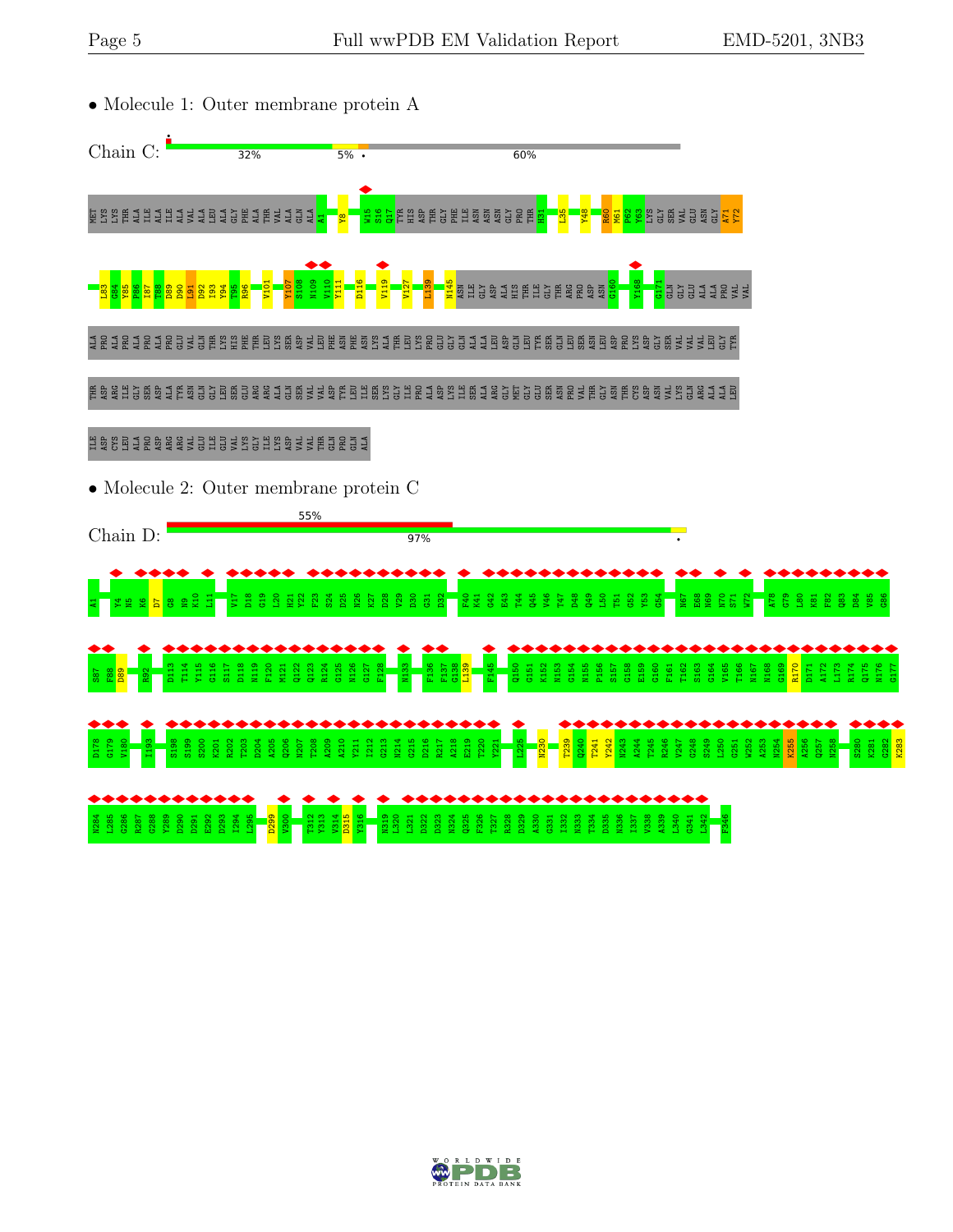- Molecule 1: Outer membrane protein A

Chain C: 32% 5% • 60%

MET LYS LYS THR ALA ILE ALA ILE ALA VAL ALA LEU ALA GLY PHE ALA THR VAL ALA GLN ALA A1 Y8 W15 S16 Q17 TYR HIS ASP THR GLY PHE ILE ASN ASN ASN GLY PRO THR H31 L35 Y48 R60 M61 P62 Y63 LYS GLY SER VAL GLU ASN GLY A71 Y72

L83 G84 Y85 P86 I87 T88 D89 D90 L91 D92 I93 Y94 T95 R96 V101 Y107 S108 N109 V110 Y111 D116 V119 V127 L139 N145 ASN ILE GLY ASP ALA HIS THR ILE GLY THR ARG PRO ASP ASN G160 Y168 G171 GLN GLY GLU ALA ALA PRO VAL VAL

ALA PRO ALA PRO ALA PRO GLU VAL GLN THR LYS HIS PHE THR LEU LYS SER ASP VAL LEU PHE ASN PHE ASN LYS ALA THR LEU LYS PRO GLU GLY GLN ALA ALA LEU ASP GLN LEU TYR SER GLN LEU SER ASN LEU ASP PRO LYS ASP GLY SER VAL VAL VAL LEU GLY TYR

THR ASP ARG ILE GLY SER ASP ALA TYR ASN GLN GLY LEU SER GLU ARG ARG ALA GLN SER VAL VAL ASP TYR LEU ILE SER LYS GLY ILE PRO ALA ASP LYS ILE SER ALA ARG GLY MET GLY GLU SER ASN PRO VAL THR GLY ASN THR CYS ASP ASN VAL LYS GLN ARG ALA ALA LEU

ILE ASP CYS LEU ALA PRO ASP ARG ARG VAL GLU ILE GLU VAL LYS GLY ILE LYS ASP VAL VAL THR GLN PRO GLN ALA

- Molecule 2: Outer membrane protein C

Chain D: 55% 97% •

A1 Y4 N5 K6 D7 G8 N9 K10 L11 V17 D18 G19 L20 H21 Y22 F23 S24 D25 N26 K27 D28 V29 D30 G31 D32 F40 K41 G42 E43 T44 Q45 V46 T47 D48 Q49 L50 T51 G52 Y53 G54 N67 E68 N69 N70 S71 W72 A78 G79 L80 K81 F82 Q83 D84 V85 G86

S87 F88 D89 R92 D113 T114 Y115 G116 S117 D118 N119 F120 M121 Q122 Q123 R124 G125 N126 G127 F128 N133 F136 F137 G138 L139 F145 Q150 G151 K152 N153 N155 P156 S157 G158 E159 G160 F161 T162 S163 G164 V165 T166 N167 N168 G169 R170 D171 A172 L173 R174 Q175 N176 G177

D178 G179 V180 I193 S198 S199 S200 K201 R202 T203 D204 A205 Q206 N207 T208 A209 A210 Y211 I212 G213 N214 G215 D216 R217 A218 E219 T220 Y221 L225 N230 T239 Q240 T241 Y242 N243 A244 T245 R246 V247 G248 S249 L250 G251 W252 A253 N254 K255 A256 Q257 N258 S280 K281 G282 K283

N284 L285 G286 R287 G288 Y289 D290 D291 E292 D293 I294 L295 D299 V300 T312 Y313 V314 D315 Y316 N319 L320 L321 D322 D323 N324 Q325 F326 T327 R328 D329 A330 G331 I332 N333 T334 D335 N336 I337 V338 A339 L340 G341 L342 F346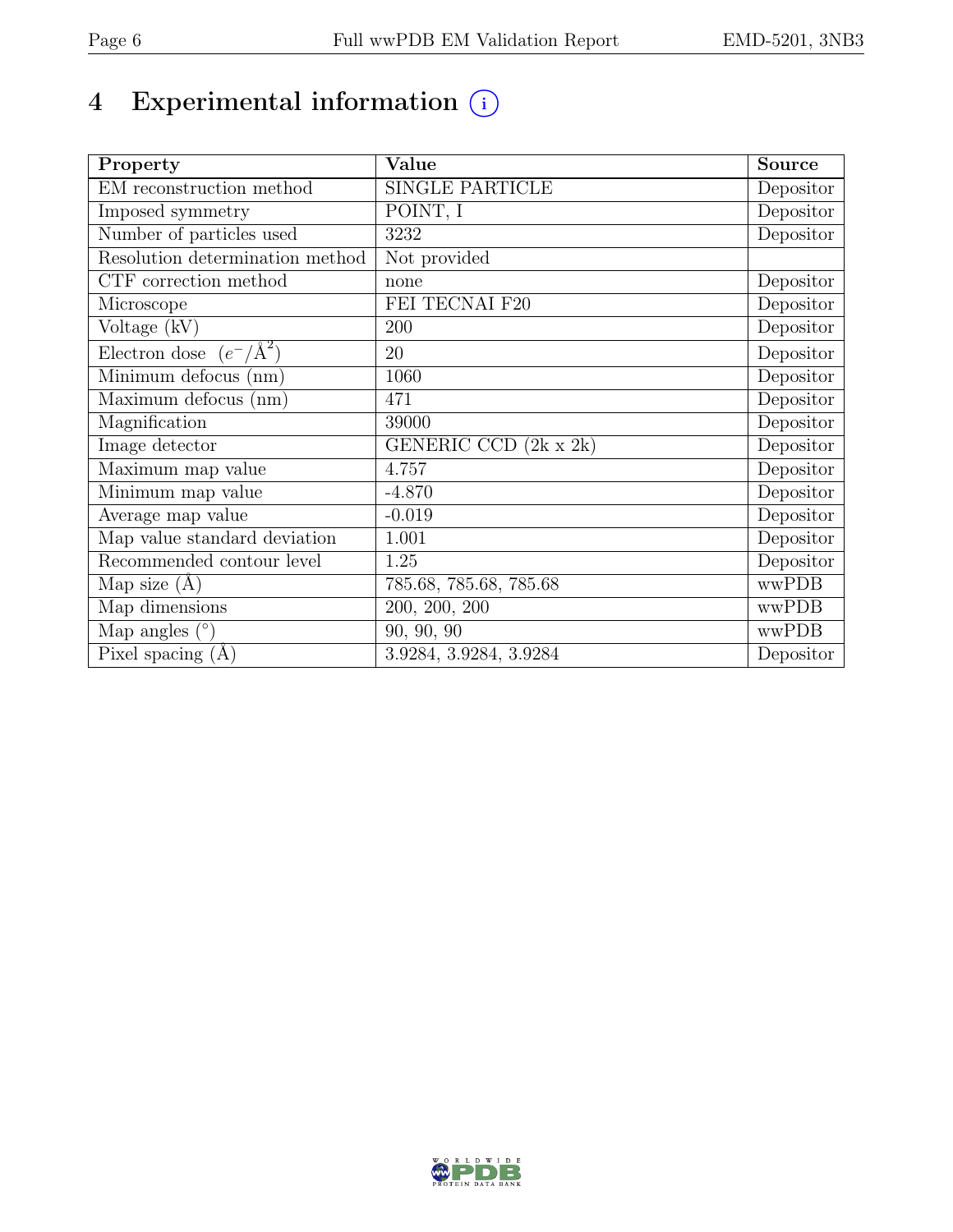# 4 Experimental information

| Property | Value | Source |
|---|---|---|
| EM reconstruction method | SINGLE PARTICLE | Depositor |
| Imposed symmetry | POINT, I | Depositor |
| Number of particles used | 3232 | Depositor |
| Resolution determination method | Not provided | |
| CTF correction method | none | Depositor |
| Microscope | FEI TECNAI F20 | Depositor |
| Voltage (kV) | 200 | Depositor |
| Electron dose $(e^-/\text{Å}^2)$ | 20 | Depositor |
| Minimum defocus (nm) | 1060 | Depositor |
| Maximum defocus (nm) | 471 | Depositor |
| Magnification | 39000 | Depositor |
| Image detector | GENERIC CCD (2k x 2k) | Depositor |
| Maximum map value | 4.757 | Depositor |
| Minimum map value | -4.870 | Depositor |
| Average map value | -0.019 | Depositor |
| Map value standard deviation | 1.001 | Depositor |
| Recommended contour level | 1.25 | Depositor |
| Map size (Å) | 785.68, 785.68, 785.68 | wwPDB |
| Map dimensions | 200, 200, 200 | wwPDB |
| Map angles (°) | 90, 90, 90 | wwPDB |
| Pixel spacing (Å) | 3.9284, 3.9284, 3.9284 | Depositor |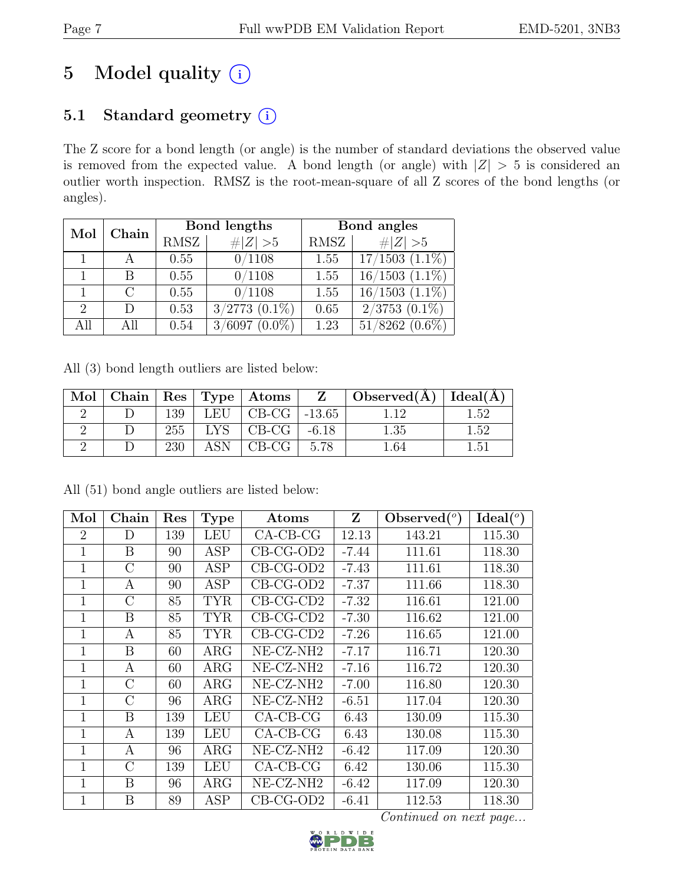# 5 Model quality (i)

## 5.1 Standard geometry (i)

The Z score for a bond length (or angle) is the number of standard deviations the observed value is removed from the expected value. A bond length (or angle) with $|Z| > 5$ is considered an outlier worth inspection. RMSZ is the root-mean-square of all Z scores of the bond lengths (or angles).

| Mol | Chain | Bond lengths | | Bond angles | |
|---|---|---|---|---|---|
| | | RMSZ | #$\|Z\|$ >5 | RMSZ | #$\|Z\|$ >5 |
| 1 | A | 0.55 | 0/1108 | 1.55 | 17/1503 (1.1%) |
| 1 | B | 0.55 | 0/1108 | 1.55 | 16/1503 (1.1%) |
| 1 | C | 0.55 | 0/1108 | 1.55 | 16/1503 (1.1%) |
| 2 | D | 0.53 | 3/2773 (0.1%) | 0.65 | 2/3753 (0.1%) |
| All | All | 0.54 | 3/6097 (0.0%) | 1.23 | 51/8262 (0.6%) |

All (3) bond length outliers are listed below:

| Mol | Chain | Res | Type | Atoms | Z | Observed(Å) | Ideal(Å) |
|---|---|---|---|---|---|---|---|
| 2 | D | 139 | LEU | CB-CG | -13.65 | 1.12 | 1.52 |
| 2 | D | 255 | LYS | CB-CG | -6.18 | 1.35 | 1.52 |
| 2 | D | 230 | ASN | CB-CG | 5.78 | 1.64 | 1.51 |

All (51) bond angle outliers are listed below:

| Mol | Chain | Res | Type | Atoms | Z | Observed(°) | Ideal(°) |
|---|---|---|---|---|---|---|---|
| 2 | D | 139 | LEU | CA-CB-CG | 12.13 | 143.21 | 115.30 |
| 1 | B | 90 | ASP | CB-CG-OD2 | -7.44 | 111.61 | 118.30 |
| 1 | C | 90 | ASP | CB-CG-OD2 | -7.43 | 111.61 | 118.30 |
| 1 | A | 90 | ASP | CB-CG-OD2 | -7.37 | 111.66 | 118.30 |
| 1 | C | 85 | TYR | CB-CG-CD2 | -7.32 | 116.61 | 121.00 |
| 1 | B | 85 | TYR | CB-CG-CD2 | -7.30 | 116.62 | 121.00 |
| 1 | A | 85 | TYR | CB-CG-CD2 | -7.26 | 116.65 | 121.00 |
| 1 | B | 60 | ARG | NE-CZ-NH2 | -7.17 | 116.71 | 120.30 |
| 1 | A | 60 | ARG | NE-CZ-NH2 | -7.16 | 116.72 | 120.30 |
| 1 | C | 60 | ARG | NE-CZ-NH2 | -7.00 | 116.80 | 120.30 |
| 1 | C | 96 | ARG | NE-CZ-NH2 | -6.51 | 117.04 | 120.30 |
| 1 | B | 139 | LEU | CA-CB-CG | 6.43 | 130.09 | 115.30 |
| 1 | A | 139 | LEU | CA-CB-CG | 6.43 | 130.08 | 115.30 |
| 1 | A | 96 | ARG | NE-CZ-NH2 | -6.42 | 117.09 | 120.30 |
| 1 | C | 139 | LEU | CA-CB-CG | 6.42 | 130.06 | 115.30 |
| 1 | B | 96 | ARG | NE-CZ-NH2 | -6.42 | 117.09 | 120.30 |
| 1 | B | 89 | ASP | CB-CG-OD2 | -6.41 | 112.53 | 118.30 |

*Continued on next page...*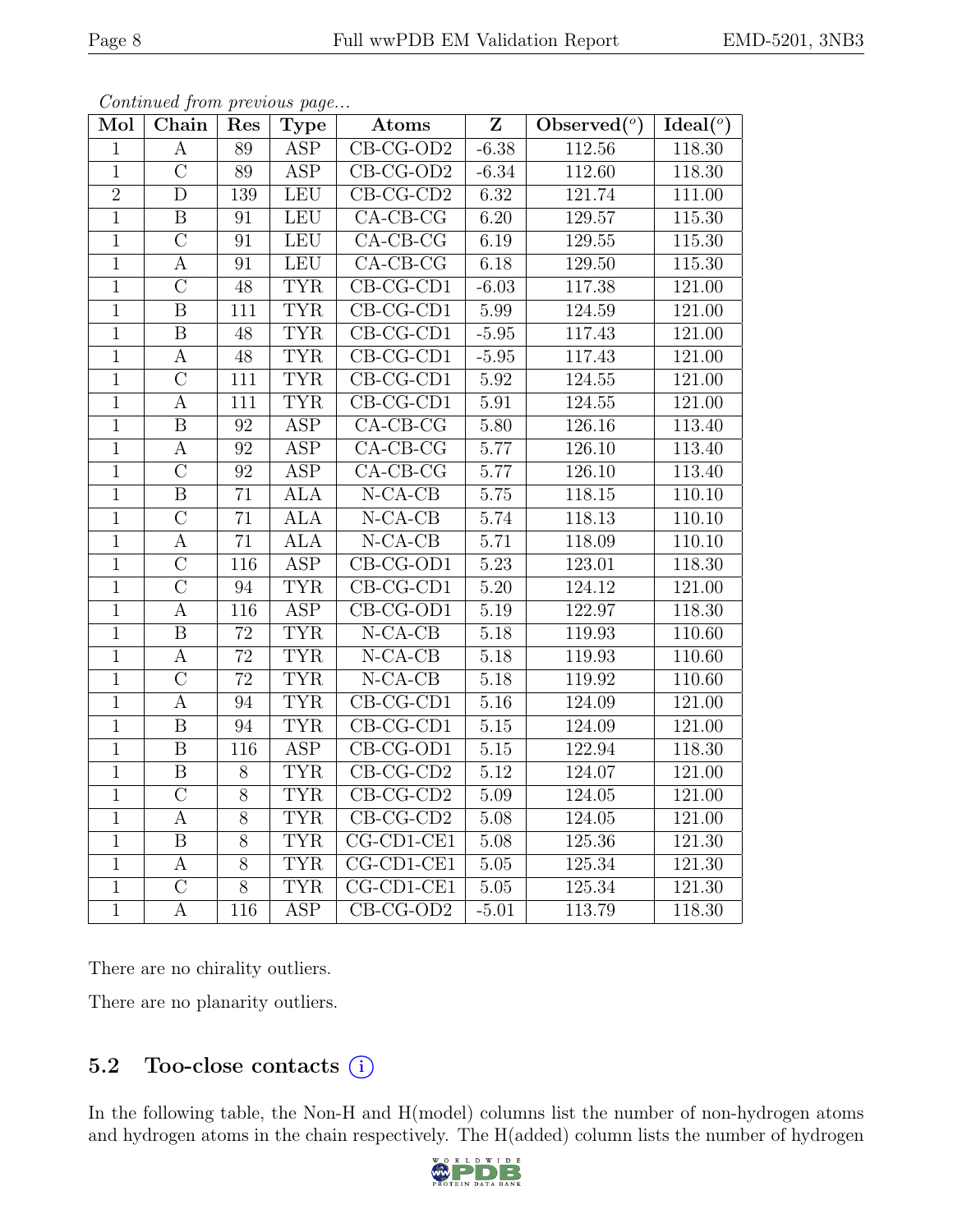*Continued from previous page...*

| Mol | Chain | Res | Type | Atoms | Z | Observed(°) | Ideal(°) |
|---|---|---|---|---|---|---|---|
| 1 | A | 89 | ASP | CB-CG-OD2 | -6.38 | 112.56 | 118.30 |
| 1 | C | 89 | ASP | CB-CG-OD2 | -6.34 | 112.60 | 118.30 |
| 2 | D | 139 | LEU | CB-CG-CD2 | 6.32 | 121.74 | 111.00 |
| 1 | B | 91 | LEU | CA-CB-CG | 6.20 | 129.57 | 115.30 |
| 1 | C | 91 | LEU | CA-CB-CG | 6.19 | 129.55 | 115.30 |
| 1 | A | 91 | LEU | CA-CB-CG | 6.18 | 129.50 | 115.30 |
| 1 | C | 48 | TYR | CB-CG-CD1 | -6.03 | 117.38 | 121.00 |
| 1 | B | 111 | TYR | CB-CG-CD1 | 5.99 | 124.59 | 121.00 |
| 1 | B | 48 | TYR | CB-CG-CD1 | -5.95 | 117.43 | 121.00 |
| 1 | A | 48 | TYR | CB-CG-CD1 | -5.95 | 117.43 | 121.00 |
| 1 | C | 111 | TYR | CB-CG-CD1 | 5.92 | 124.55 | 121.00 |
| 1 | A | 111 | TYR | CB-CG-CD1 | 5.91 | 124.55 | 121.00 |
| 1 | B | 92 | ASP | CA-CB-CG | 5.80 | 126.16 | 113.40 |
| 1 | A | 92 | ASP | CA-CB-CG | 5.77 | 126.10 | 113.40 |
| 1 | C | 92 | ASP | CA-CB-CG | 5.77 | 126.10 | 113.40 |
| 1 | B | 71 | ALA | N-CA-CB | 5.75 | 118.15 | 110.10 |
| 1 | C | 71 | ALA | N-CA-CB | 5.74 | 118.13 | 110.10 |
| 1 | A | 71 | ALA | N-CA-CB | 5.71 | 118.09 | 110.10 |
| 1 | C | 116 | ASP | CB-CG-OD1 | 5.23 | 123.01 | 118.30 |
| 1 | C | 94 | TYR | CB-CG-CD1 | 5.20 | 124.12 | 121.00 |
| 1 | A | 116 | ASP | CB-CG-OD1 | 5.19 | 122.97 | 118.30 |
| 1 | B | 72 | TYR | N-CA-CB | 5.18 | 119.93 | 110.60 |
| 1 | A | 72 | TYR | N-CA-CB | 5.18 | 119.93 | 110.60 |
| 1 | C | 72 | TYR | N-CA-CB | 5.18 | 119.92 | 110.60 |
| 1 | A | 94 | TYR | CB-CG-CD1 | 5.16 | 124.09 | 121.00 |
| 1 | B | 94 | TYR | CB-CG-CD1 | 5.15 | 124.09 | 121.00 |
| 1 | B | 116 | ASP | CB-CG-OD1 | 5.15 | 122.94 | 118.30 |
| 1 | B | 8 | TYR | CB-CG-CD2 | 5.12 | 124.07 | 121.00 |
| 1 | C | 8 | TYR | CB-CG-CD2 | 5.09 | 124.05 | 121.00 |
| 1 | A | 8 | TYR | CB-CG-CD2 | 5.08 | 124.05 | 121.00 |
| 1 | B | 8 | TYR | CG-CD1-CE1 | 5.08 | 125.36 | 121.30 |
| 1 | A | 8 | TYR | CG-CD1-CE1 | 5.05 | 125.34 | 121.30 |
| 1 | C | 8 | TYR | CG-CD1-CE1 | 5.05 | 125.34 | 121.30 |
| 1 | A | 116 | ASP | CB-CG-OD2 | -5.01 | 113.79 | 118.30 |

There are no chirality outliers.

There are no planarity outliers.

### 5.2 Too-close contacts

In the following table, the Non-H and H(model) columns list the number of non-hydrogen atoms and hydrogen atoms in the chain respectively. The H(added) column lists the number of hydrogen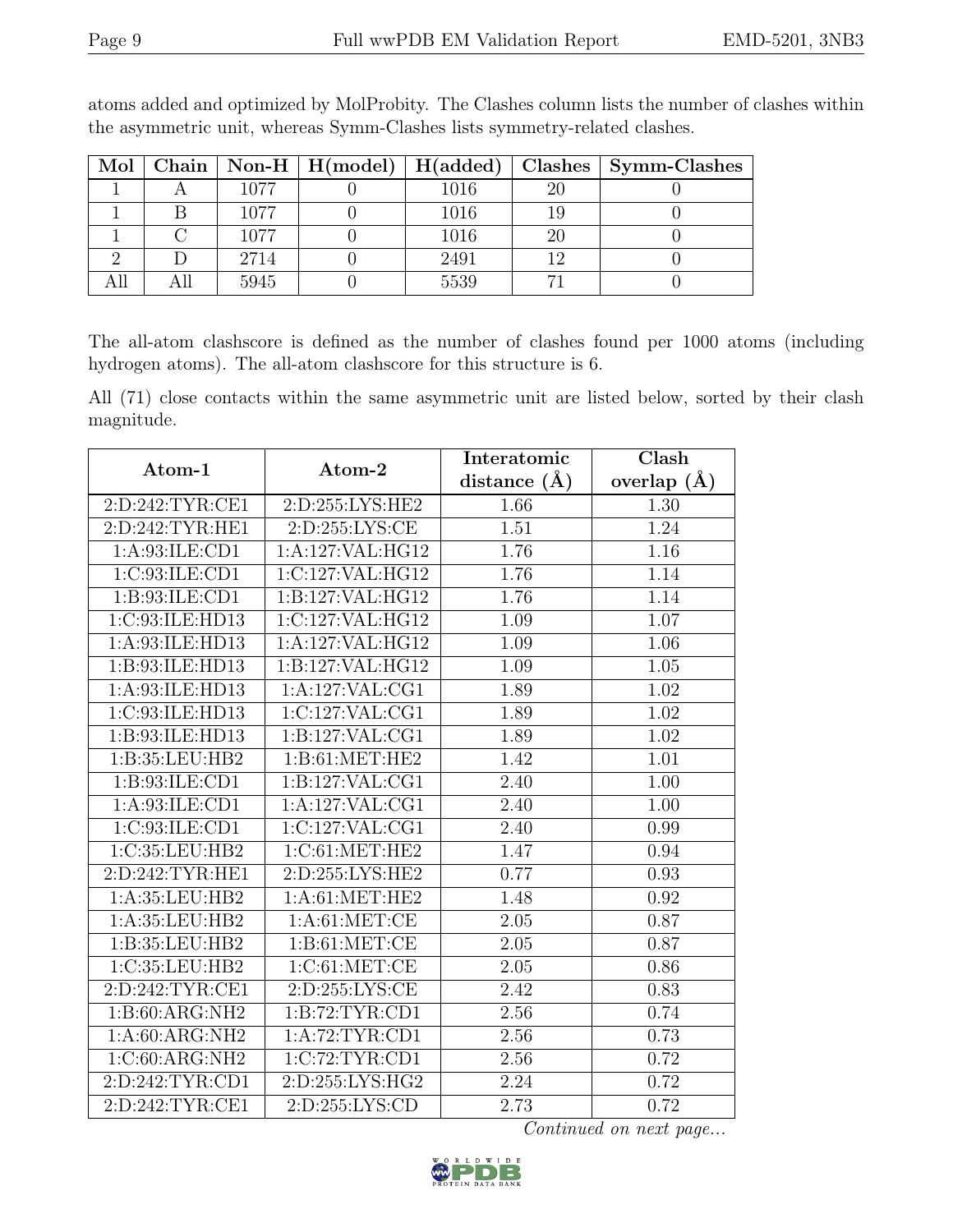atoms added and optimized by MolProbity. The Clashes column lists the number of clashes within the asymmetric unit, whereas Symm-Clashes lists symmetry-related clashes.

| Mol | Chain | Non-H | H(model) | H(added) | Clashes | Symm-Clashes |
|---|---|---|---|---|---|---|
| 1 | A | 1077 | 0 | 1016 | 20 | 0 |
| 1 | B | 1077 | 0 | 1016 | 19 | 0 |
| 1 | C | 1077 | 0 | 1016 | 20 | 0 |
| 2 | D | 2714 | 0 | 2491 | 12 | 0 |
| All | All | 5945 | 0 | 5539 | 71 | 0 |

The all-atom clashscore is defined as the number of clashes found per 1000 atoms (including hydrogen atoms). The all-atom clashscore for this structure is 6.

All (71) close contacts within the same asymmetric unit are listed below, sorted by their clash magnitude.

| Atom-1 | Atom-2 | Interatomic distance (Å) | Clash overlap (Å) |
|---|---|---|---|
| 2:D:242:TYR:CE1 | 2:D:255:LYS:HE2 | 1.66 | 1.30 |
| 2:D:242:TYR:HE1 | 2:D:255:LYS:CE | 1.51 | 1.24 |
| 1:A:93:ILE:CD1 | 1:A:127:VAL:HG12 | 1.76 | 1.16 |
| 1:C:93:ILE:CD1 | 1:C:127:VAL:HG12 | 1.76 | 1.14 |
| 1:B:93:ILE:CD1 | 1:B:127:VAL:HG12 | 1.76 | 1.14 |
| 1:C:93:ILE:HD13 | 1:C:127:VAL:HG12 | 1.09 | 1.07 |
| 1:A:93:ILE:HD13 | 1:A:127:VAL:HG12 | 1.09 | 1.06 |
| 1:B:93:ILE:HD13 | 1:B:127:VAL:HG12 | 1.09 | 1.05 |
| 1:A:93:ILE:HD13 | 1:A:127:VAL:CG1 | 1.89 | 1.02 |
| 1:C:93:ILE:HD13 | 1:C:127:VAL:CG1 | 1.89 | 1.02 |
| 1:B:93:ILE:HD13 | 1:B:127:VAL:CG1 | 1.89 | 1.02 |
| 1:B:35:LEU:HB2 | 1:B:61:MET:HE2 | 1.42 | 1.01 |
| 1:B:93:ILE:CD1 | 1:B:127:VAL:CG1 | 2.40 | 1.00 |
| 1:A:93:ILE:CD1 | 1:A:127:VAL:CG1 | 2.40 | 1.00 |
| 1:C:93:ILE:CD1 | 1:C:127:VAL:CG1 | 2.40 | 0.99 |
| 1:C:35:LEU:HB2 | 1:C:61:MET:HE2 | 1.47 | 0.94 |
| 2:D:242:TYR:HE1 | 2:D:255:LYS:HE2 | 0.77 | 0.93 |
| 1:A:35:LEU:HB2 | 1:A:61:MET:HE2 | 1.48 | 0.92 |
| 1:A:35:LEU:HB2 | 1:A:61:MET:CE | 2.05 | 0.87 |
| 1:B:35:LEU:HB2 | 1:B:61:MET:CE | 2.05 | 0.87 |
| 1:C:35:LEU:HB2 | 1:C:61:MET:CE | 2.05 | 0.86 |
| 2:D:242:TYR:CE1 | 2:D:255:LYS:CE | 2.42 | 0.83 |
| 1:B:60:ARG:NH2 | 1:B:72:TYR:CD1 | 2.56 | 0.74 |
| 1:A:60:ARG:NH2 | 1:A:72:TYR:CD1 | 2.56 | 0.73 |
| 1:C:60:ARG:NH2 | 1:C:72:TYR:CD1 | 2.56 | 0.72 |
| 2:D:242:TYR:CD1 | 2:D:255:LYS:HG2 | 2.24 | 0.72 |
| 2:D:242:TYR:CE1 | 2:D:255:LYS:CD | 2.73 | 0.72 |

*Continued on next page...*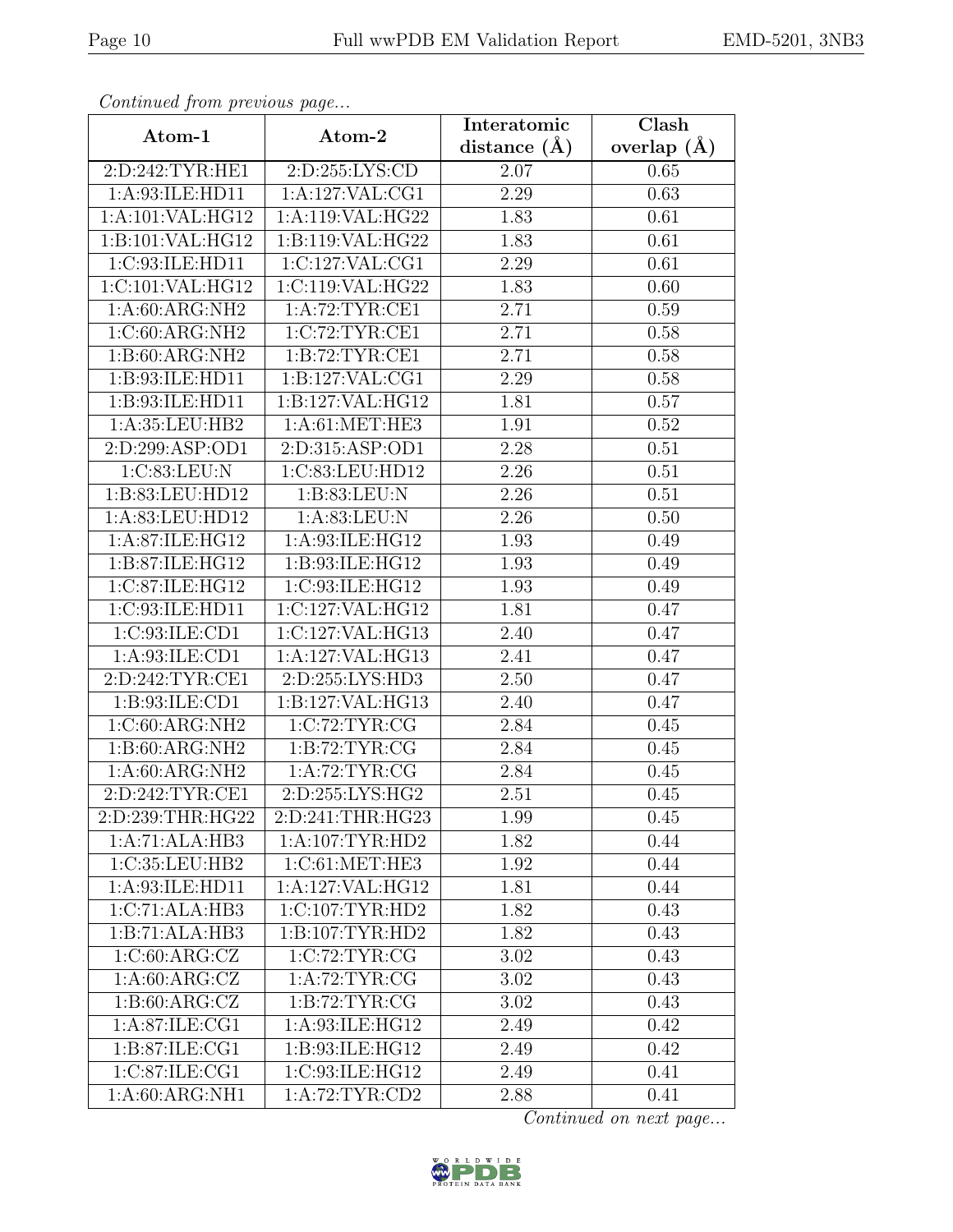*Continued from previous page...*

| Atom-1 | Atom-2 | Interatomic distance (Å) | Clash overlap (Å) |
| --- | --- | --- | --- |
| 2:D:242:TYR:HE1 | 2:D:255:LYS:CD | 2.07 | 0.65 |
| 1:A:93:ILE:HD11 | 1:A:127:VAL:CG1 | 2.29 | 0.63 |
| 1:A:101:VAL:HG12 | 1:A:119:VAL:HG22 | 1.83 | 0.61 |
| 1:B:101:VAL:HG12 | 1:B:119:VAL:HG22 | 1.83 | 0.61 |
| 1:C:93:ILE:HD11 | 1:C:127:VAL:CG1 | 2.29 | 0.61 |
| 1:C:101:VAL:HG12 | 1:C:119:VAL:HG22 | 1.83 | 0.60 |
| 1:A:60:ARG:NH2 | 1:A:72:TYR:CE1 | 2.71 | 0.59 |
| 1:C:60:ARG:NH2 | 1:C:72:TYR:CE1 | 2.71 | 0.58 |
| 1:B:60:ARG:NH2 | 1:B:72:TYR:CE1 | 2.71 | 0.58 |
| 1:B:93:ILE:HD11 | 1:B:127:VAL:CG1 | 2.29 | 0.58 |
| 1:B:93:ILE:HD11 | 1:B:127:VAL:HG12 | 1.81 | 0.57 |
| 1:A:35:LEU:HB2 | 1:A:61:MET:HE3 | 1.91 | 0.52 |
| 2:D:299:ASP:OD1 | 2:D:315:ASP:OD1 | 2.28 | 0.51 |
| 1:C:83:LEU:N | 1:C:83:LEU:HD12 | 2.26 | 0.51 |
| 1:B:83:LEU:HD12 | 1:B:83:LEU:N | 2.26 | 0.51 |
| 1:A:83:LEU:HD12 | 1:A:83:LEU:N | 2.26 | 0.50 |
| 1:A:87:ILE:HG12 | 1:A:93:ILE:HG12 | 1.93 | 0.49 |
| 1:B:87:ILE:HG12 | 1:B:93:ILE:HG12 | 1.93 | 0.49 |
| 1:C:87:ILE:HG12 | 1:C:93:ILE:HG12 | 1.93 | 0.49 |
| 1:C:93:ILE:HD11 | 1:C:127:VAL:HG12 | 1.81 | 0.47 |
| 1:C:93:ILE:CD1 | 1:C:127:VAL:HG13 | 2.40 | 0.47 |
| 1:A:93:ILE:CD1 | 1:A:127:VAL:HG13 | 2.41 | 0.47 |
| 2:D:242:TYR:CE1 | 2:D:255:LYS:HD3 | 2.50 | 0.47 |
| 1:B:93:ILE:CD1 | 1:B:127:VAL:HG13 | 2.40 | 0.47 |
| 1:C:60:ARG:NH2 | 1:C:72:TYR:CG | 2.84 | 0.45 |
| 1:B:60:ARG:NH2 | 1:B:72:TYR:CG | 2.84 | 0.45 |
| 1:A:60:ARG:NH2 | 1:A:72:TYR:CG | 2.84 | 0.45 |
| 2:D:242:TYR:CE1 | 2:D:255:LYS:HG2 | 2.51 | 0.45 |
| 2:D:239:THR:HG22 | 2:D:241:THR:HG23 | 1.99 | 0.45 |
| 1:A:71:ALA:HB3 | 1:A:107:TYR:HD2 | 1.82 | 0.44 |
| 1:C:35:LEU:HB2 | 1:C:61:MET:HE3 | 1.92 | 0.44 |
| 1:A:93:ILE:HD11 | 1:A:127:VAL:HG12 | 1.81 | 0.44 |
| 1:C:71:ALA:HB3 | 1:C:107:TYR:HD2 | 1.82 | 0.43 |
| 1:B:71:ALA:HB3 | 1:B:107:TYR:HD2 | 1.82 | 0.43 |
| 1:C:60:ARG:CZ | 1:C:72:TYR:CG | 3.02 | 0.43 |
| 1:A:60:ARG:CZ | 1:A:72:TYR:CG | 3.02 | 0.43 |
| 1:B:60:ARG:CZ | 1:B:72:TYR:CG | 3.02 | 0.43 |
| 1:A:87:ILE:CG1 | 1:A:93:ILE:HG12 | 2.49 | 0.42 |
| 1:B:87:ILE:CG1 | 1:B:93:ILE:HG12 | 2.49 | 0.42 |
| 1:C:87:ILE:CG1 | 1:C:93:ILE:HG12 | 2.49 | 0.41 |
| 1:A:60:ARG:NH1 | 1:A:72:TYR:CD2 | 2.88 | 0.41 |

*Continued on next page...*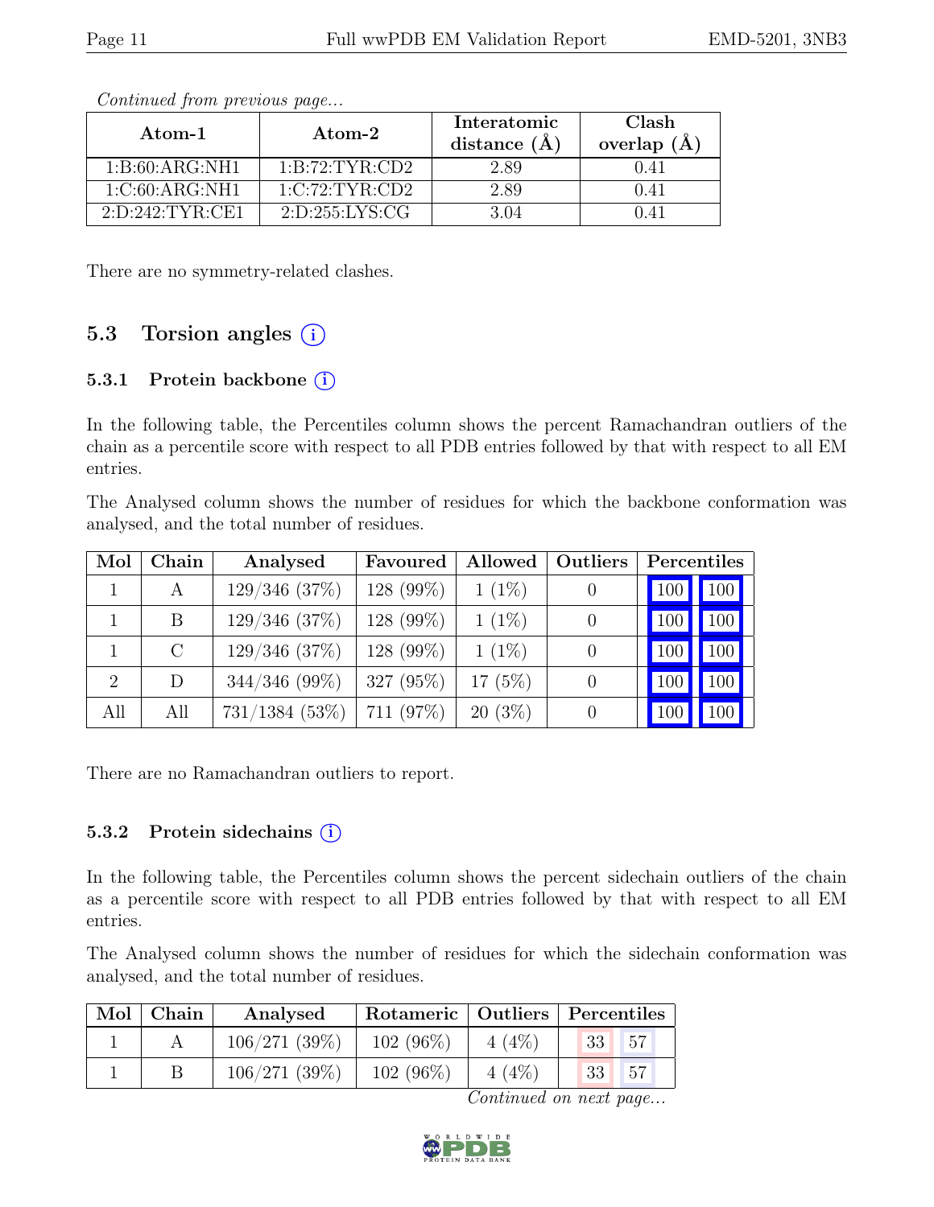*Continued from previous page...*

| Atom-1 | Atom-2 | Interatomic distance (Å) | Clash overlap (Å) |
|---|---|---|---|
| 1:B:60:ARG:NH1 | 1:B:72:TYR:CD2 | 2.89 | 0.41 |
| 1:C:60:ARG:NH1 | 1:C:72:TYR:CD2 | 2.89 | 0.41 |
| 2:D:242:TYR:CE1 | 2:D:255:LYS:CG | 3.04 | 0.41 |

There are no symmetry-related clashes.

## 5.3 Torsion angles (i)

### 5.3.1 Protein backbone (i)

In the following table, the Percentiles column shows the percent Ramachandran outliers of the chain as a percentile score with respect to all PDB entries followed by that with respect to all EM entries.

The Analysed column shows the number of residues for which the backbone conformation was analysed, and the total number of residues.

| Mol | Chain | Analysed | Favoured | Allowed | Outliers | Percentiles | |
|---|---|---|---|---|---|---|---|
| 1 | A | 129/346 (37%) | 128 (99%) | 1 (1%) | 0 | 100 | 100 |
| 1 | B | 129/346 (37%) | 128 (99%) | 1 (1%) | 0 | 100 | 100 |
| 1 | C | 129/346 (37%) | 128 (99%) | 1 (1%) | 0 | 100 | 100 |
| 2 | D | 344/346 (99%) | 327 (95%) | 17 (5%) | 0 | 100 | 100 |
| All | All | 731/1384 (53%) | 711 (97%) | 20 (3%) | 0 | 100 | 100 |

There are no Ramachandran outliers to report.

### 5.3.2 Protein sidechains (i)

In the following table, the Percentiles column shows the percent sidechain outliers of the chain as a percentile score with respect to all PDB entries followed by that with respect to all EM entries.

The Analysed column shows the number of residues for which the sidechain conformation was analysed, and the total number of residues.

| Mol | Chain | Analysed | Rotameric | Outliers | Percentiles | |
|---|---|---|---|---|---|---|
| 1 | A | 106/271 (39%) | 102 (96%) | 4 (4%) | 33 | 57 |
| 1 | B | 106/271 (39%) | 102 (96%) | 4 (4%) | 33 | 57 |

*Continued on next page...*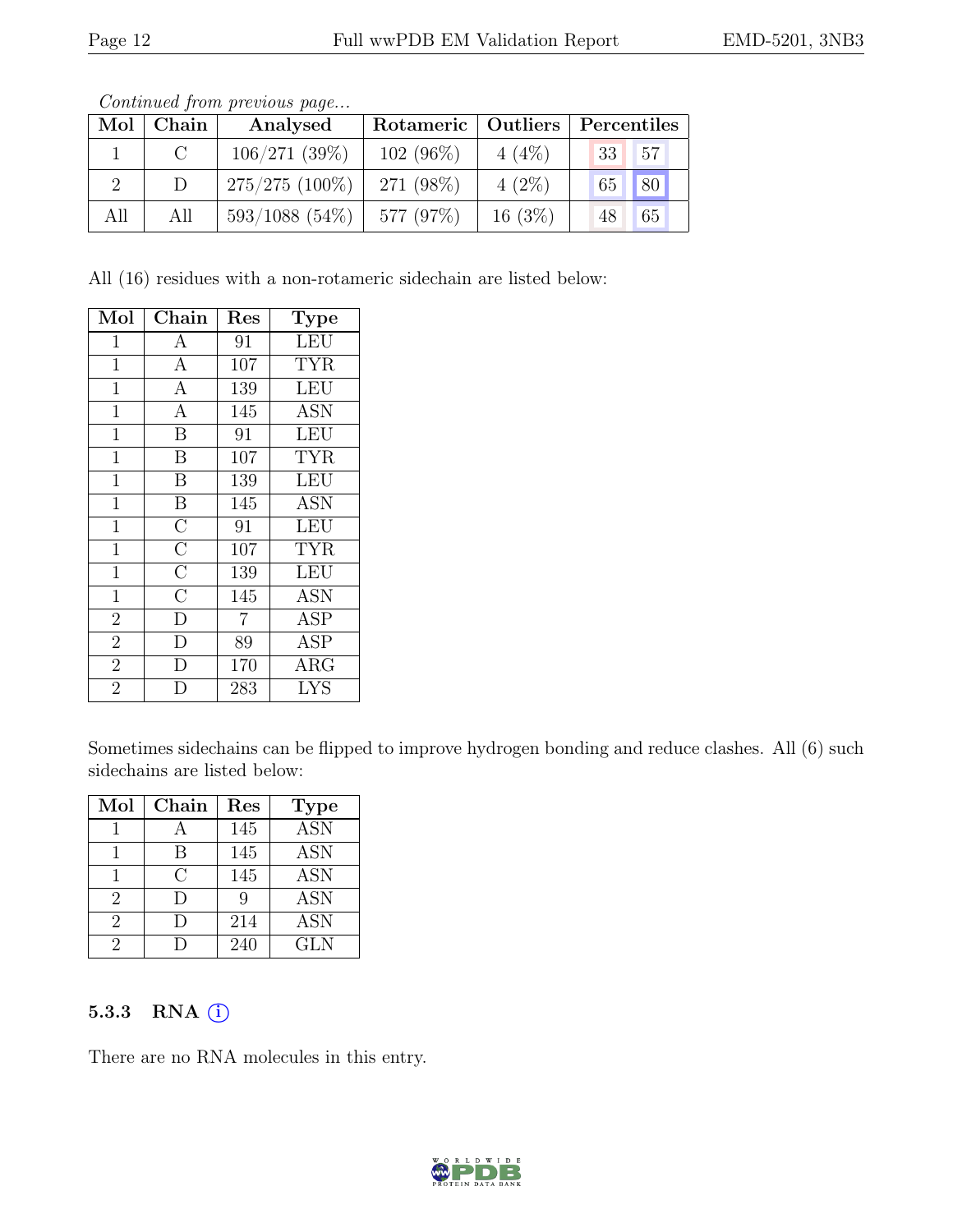*Continued from previous page...*

| Mol | Chain | Analysed | Rotameric | Outliers | Percentiles | |
|---|---|---|---|---|---|---|
| 1 | C | 106/271 (39%) | 102 (96%) | 4 (4%) | 33 | 57 |
| 2 | D | 275/275 (100%) | 271 (98%) | 4 (2%) | 65 | 80 |
| All | All | 593/1088 (54%) | 577 (97%) | 16 (3%) | 48 | 65 |

All (16) residues with a non-rotameric sidechain are listed below:

| Mol | Chain | Res | Type |
|---|---|---|---|
| 1 | A | 91 | LEU |
| 1 | A | 107 | TYR |
| 1 | A | 139 | LEU |
| 1 | A | 145 | ASN |
| 1 | B | 91 | LEU |
| 1 | B | 107 | TYR |
| 1 | B | 139 | LEU |
| 1 | B | 145 | ASN |
| 1 | C | 91 | LEU |
| 1 | C | 107 | TYR |
| 1 | C | 139 | LEU |
| 1 | C | 145 | ASN |
| 2 | D | 7 | ASP |
| 2 | D | 89 | ASP |
| 2 | D | 170 | ARG |
| 2 | D | 283 | LYS |

Sometimes sidechains can be flipped to improve hydrogen bonding and reduce clashes. All (6) such sidechains are listed below:

| Mol | Chain | Res | Type |
|---|---|---|---|
| 1 | A | 145 | ASN |
| 1 | B | 145 | ASN |
| 1 | C | 145 | ASN |
| 2 | D | 9 | ASN |
| 2 | D | 214 | ASN |
| 2 | D | 240 | GLN |

### 5.3.3 RNA

There are no RNA molecules in this entry.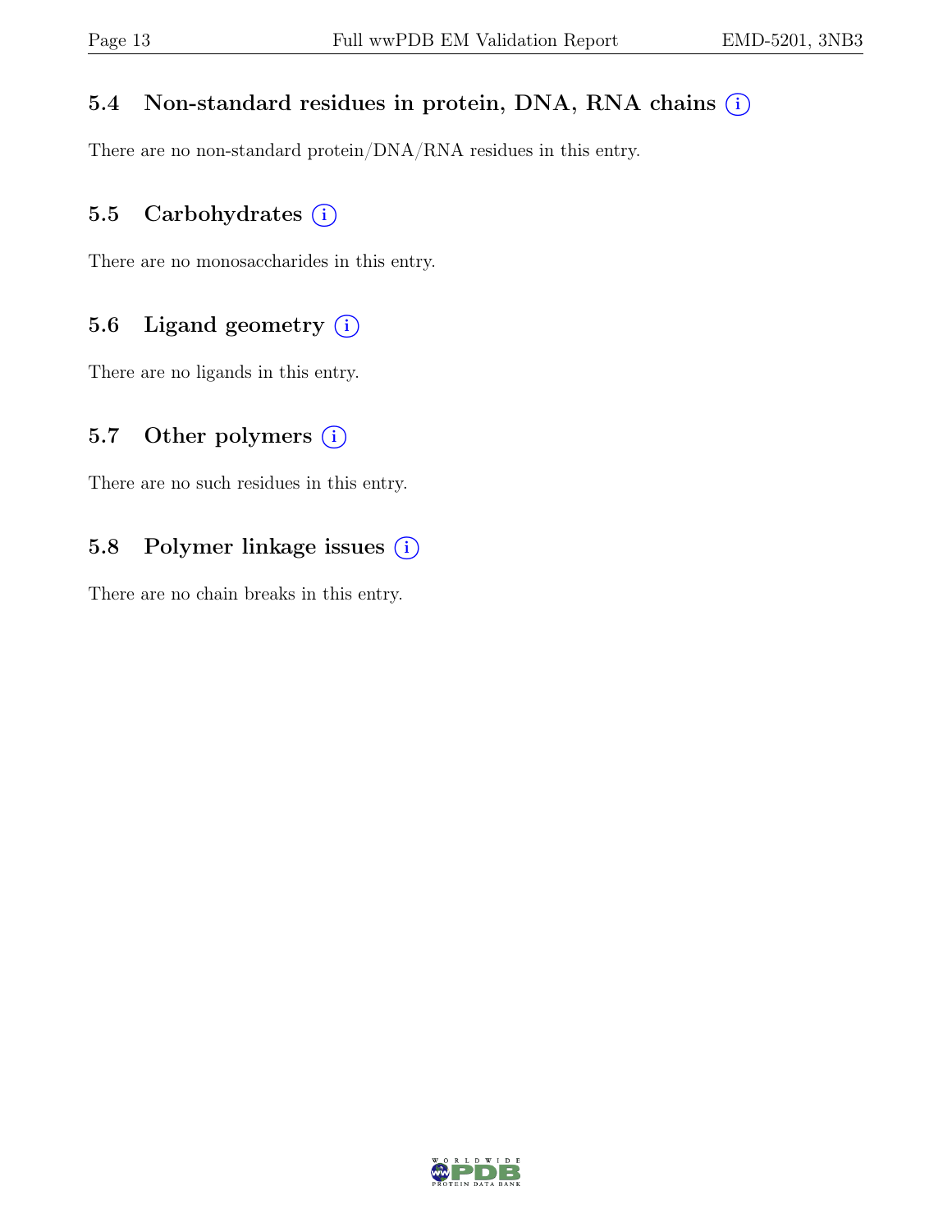### 5.4 Non-standard residues in protein, DNA, RNA chains

There are no non-standard protein/DNA/RNA residues in this entry.

### 5.5 Carbohydrates

There are no monosaccharides in this entry.

### 5.6 Ligand geometry

There are no ligands in this entry.

### 5.7 Other polymers

There are no such residues in this entry.

### 5.8 Polymer linkage issues

There are no chain breaks in this entry.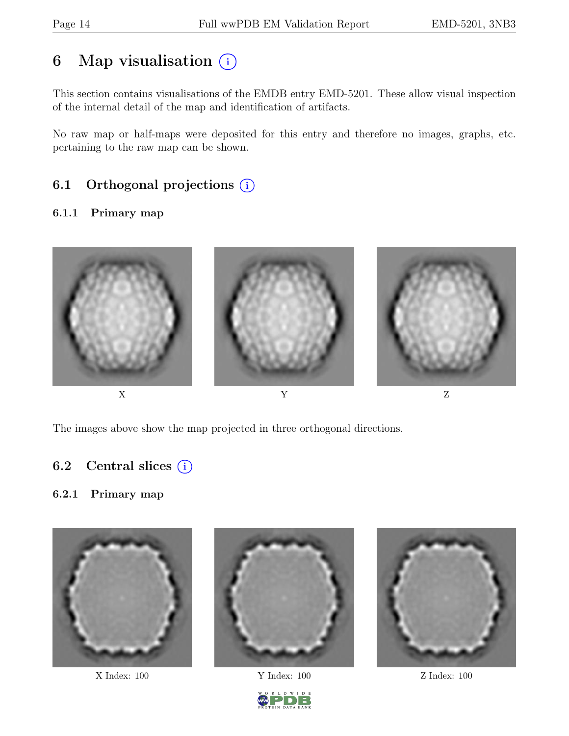# 6 Map visualisation

This section contains visualisations of the EMDB entry EMD-5201. These allow visual inspection of the internal detail of the map and identification of artifacts.

No raw map or half-maps were deposited for this entry and therefore no images, graphs, etc. pertaining to the raw map can be shown.

## 6.1 Orthogonal projections

### 6.1.1 Primary map

X

Y

Z

The images above show the map projected in three orthogonal directions.

## 6.2 Central slices

### 6.2.1 Primary map

X Index: 100

Y Index: 100

Z Index: 100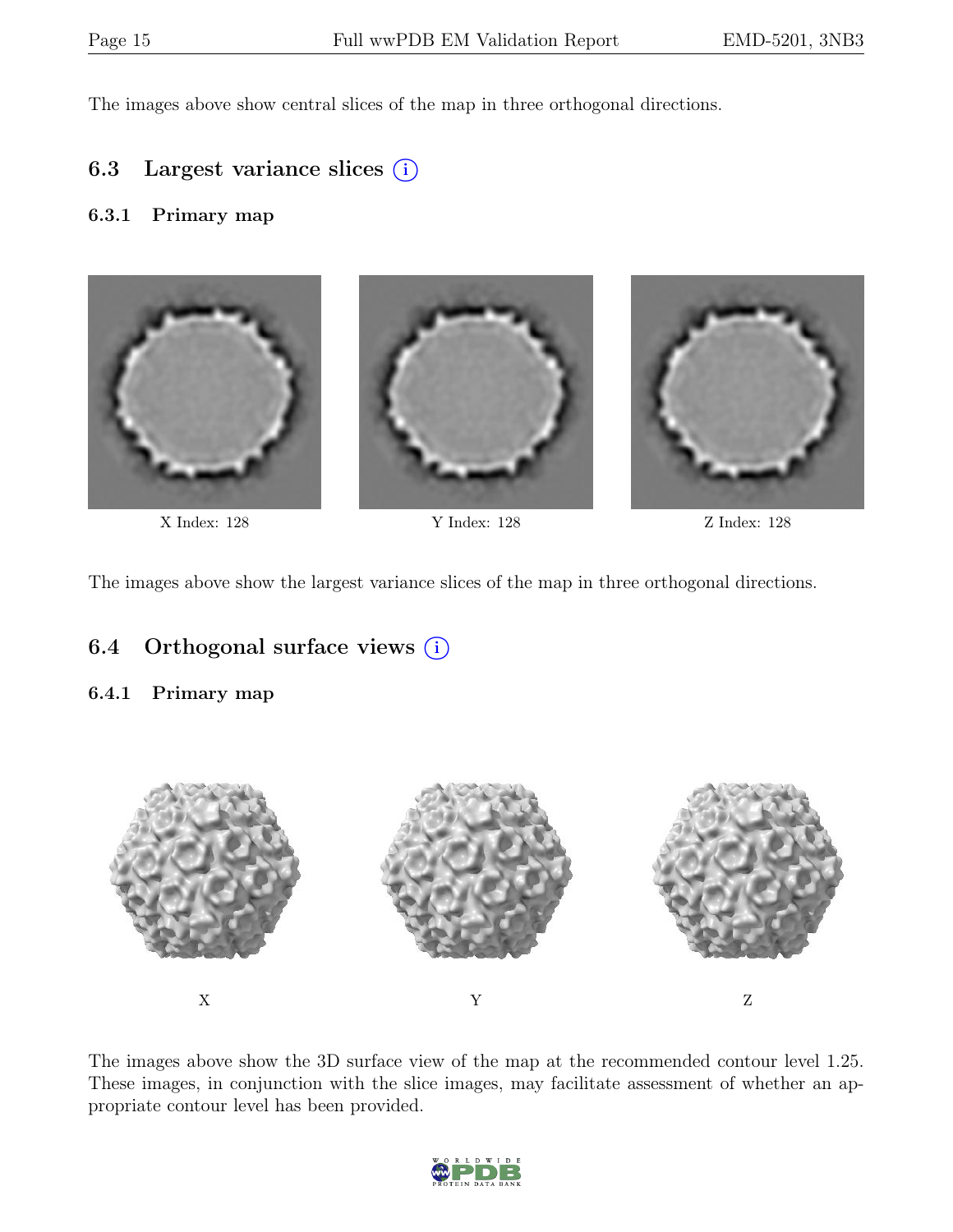The images above show central slices of the map in three orthogonal directions.

## 6.3 Largest variance slices

### 6.3.1 Primary map

X Index: 128

Y Index: 128

Z Index: 128

The images above show the largest variance slices of the map in three orthogonal directions.

## 6.4 Orthogonal surface views

### 6.4.1 Primary map

X

Y

Z

The images above show the 3D surface view of the map at the recommended contour level 1.25. These images, in conjunction with the slice images, may facilitate assessment of whether an appropriate contour level has been provided.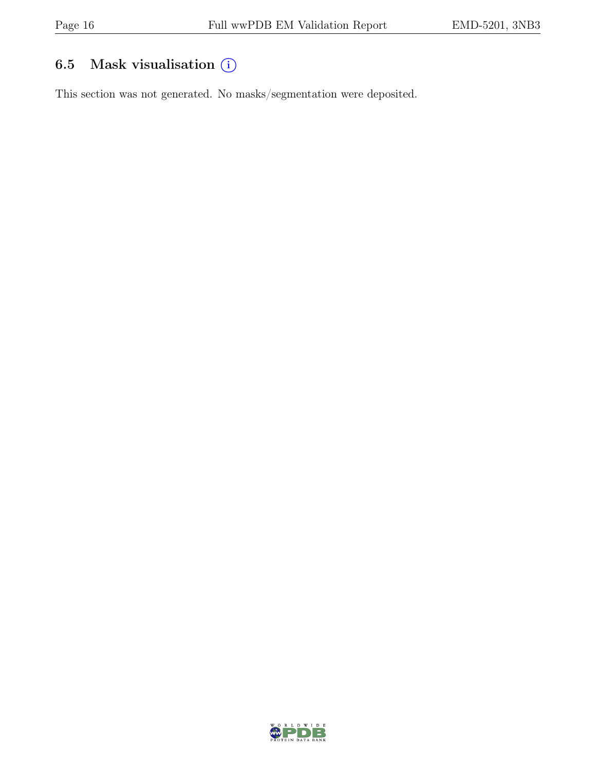## 6.5 Mask visualisation (i)

This section was not generated. No masks/segmentation were deposited.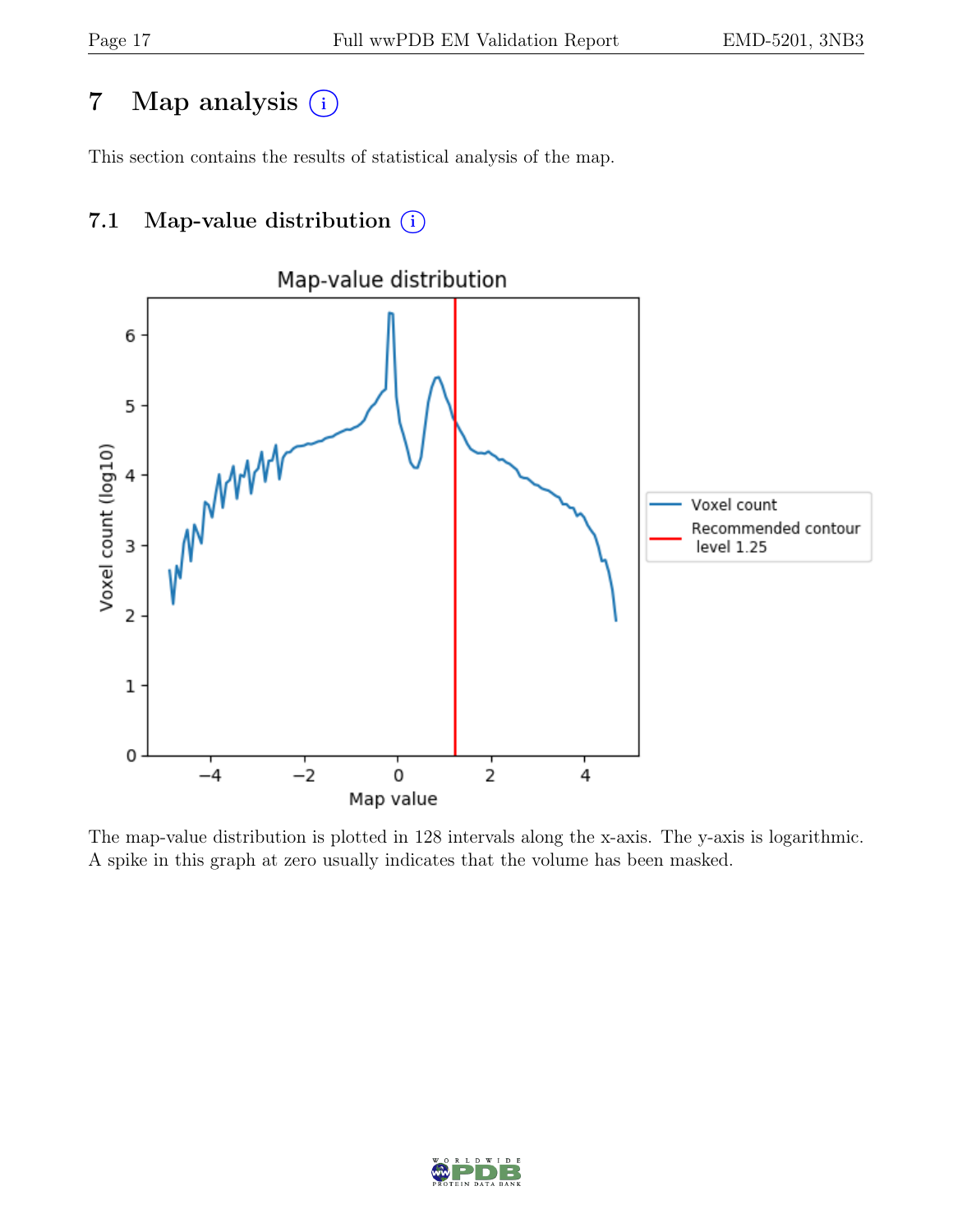# 7 Map analysis (i)

This section contains the results of statistical analysis of the map.

## 7.1 Map-value distribution (i)

The map-value distribution is plotted in 128 intervals along the x-axis. The y-axis is logarithmic. A spike in this graph at zero usually indicates that the volume has been masked.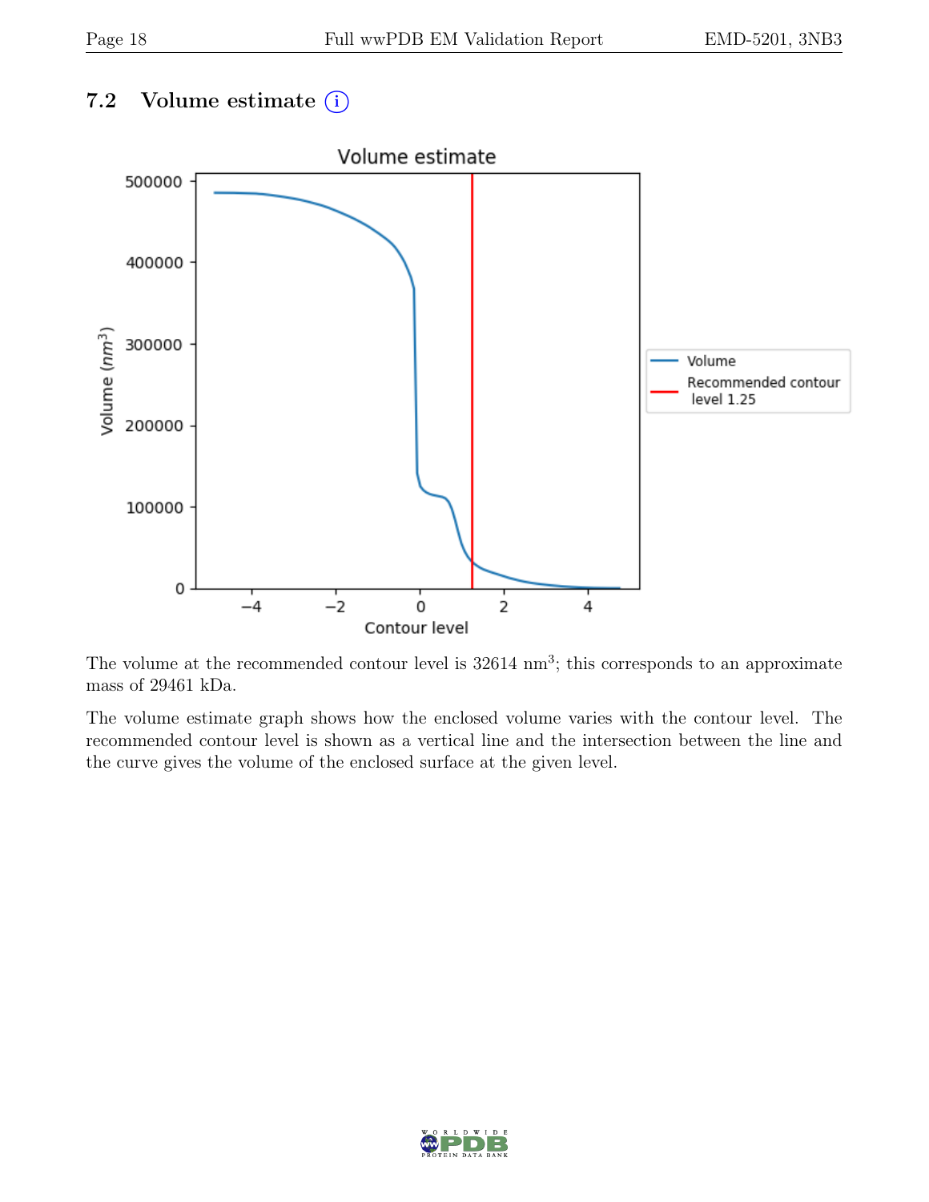## 7.2 Volume estimate

The volume at the recommended contour level is 32614 $nm^3$; this corresponds to an approximate mass of 29461 kDa.

The volume estimate graph shows how the enclosed volume varies with the contour level. The recommended contour level is shown as a vertical line and the intersection between the line and the curve gives the volume of the enclosed surface at the given level.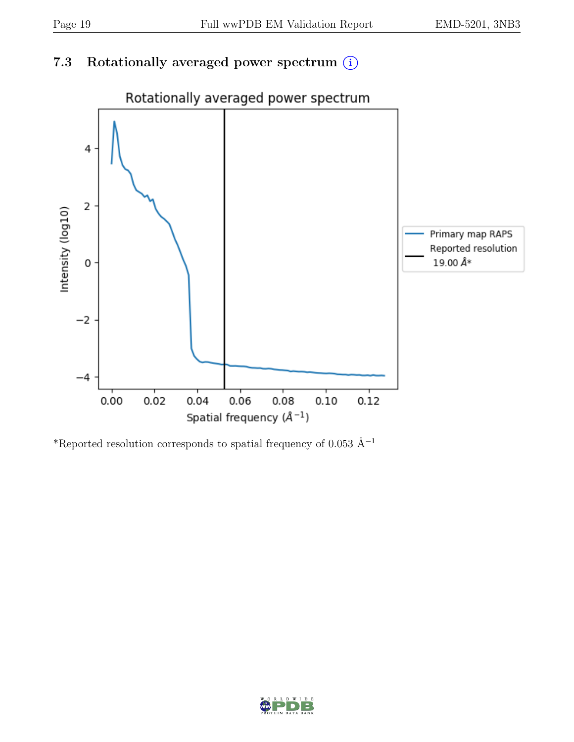## 7.3 Rotationally averaged power spectrum (i)

*Reported resolution corresponds to spatial frequency of 0.053 Å$^{-1}$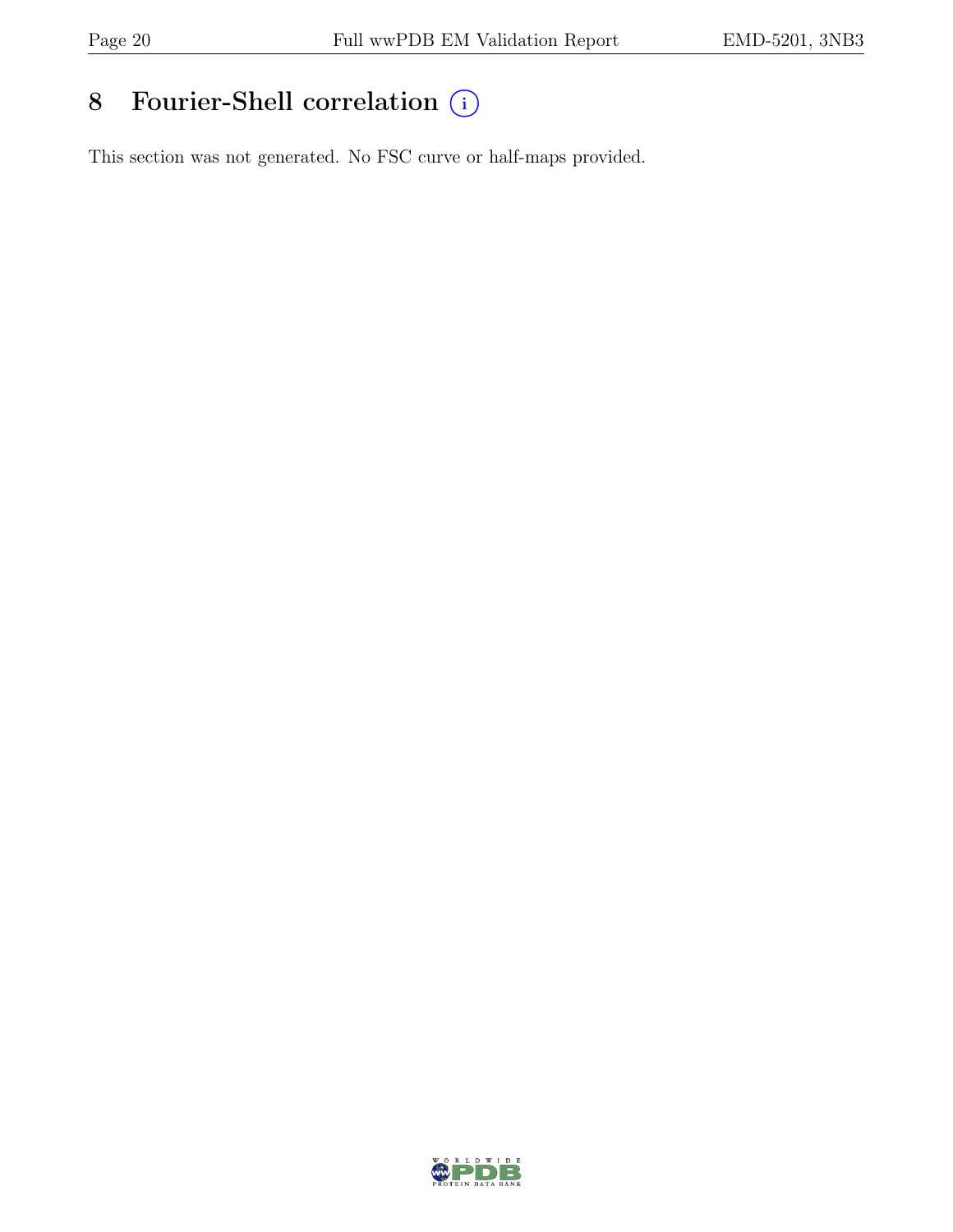# 8 Fourier-Shell correlation

This section was not generated. No FSC curve or half-maps provided.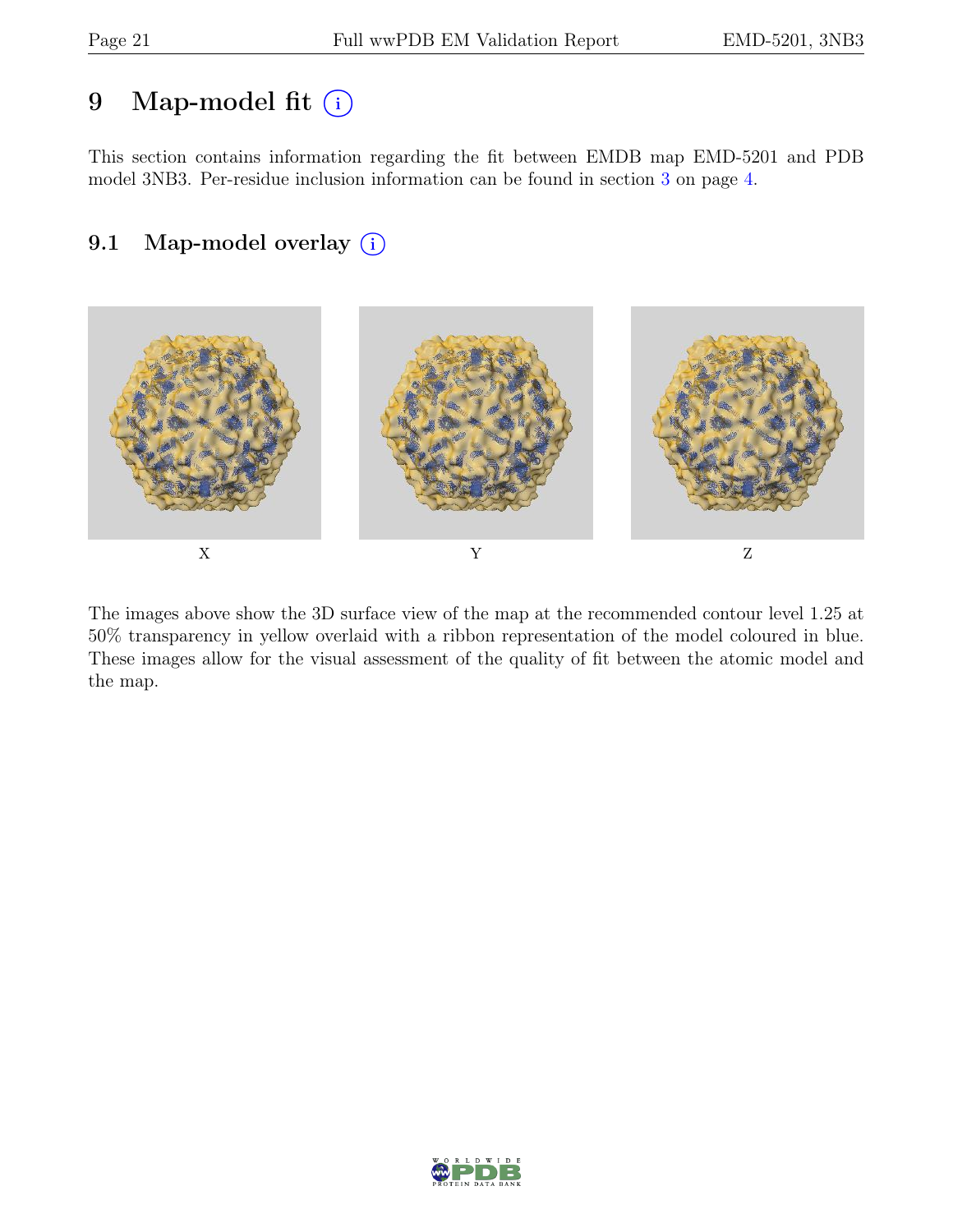# 9 Map-model fit (i)

This section contains information regarding the fit between EMDB map EMD-5201 and PDB model 3NB3. Per-residue inclusion information can be found in section 3 on page 4.

## 9.1 Map-model overlay (i)

X Y Z

The images above show the 3D surface view of the map at the recommended contour level 1.25 at 50% transparency in yellow overlaid with a ribbon representation of the model coloured in blue. These images allow for the visual assessment of the quality of fit between the atomic model and the map.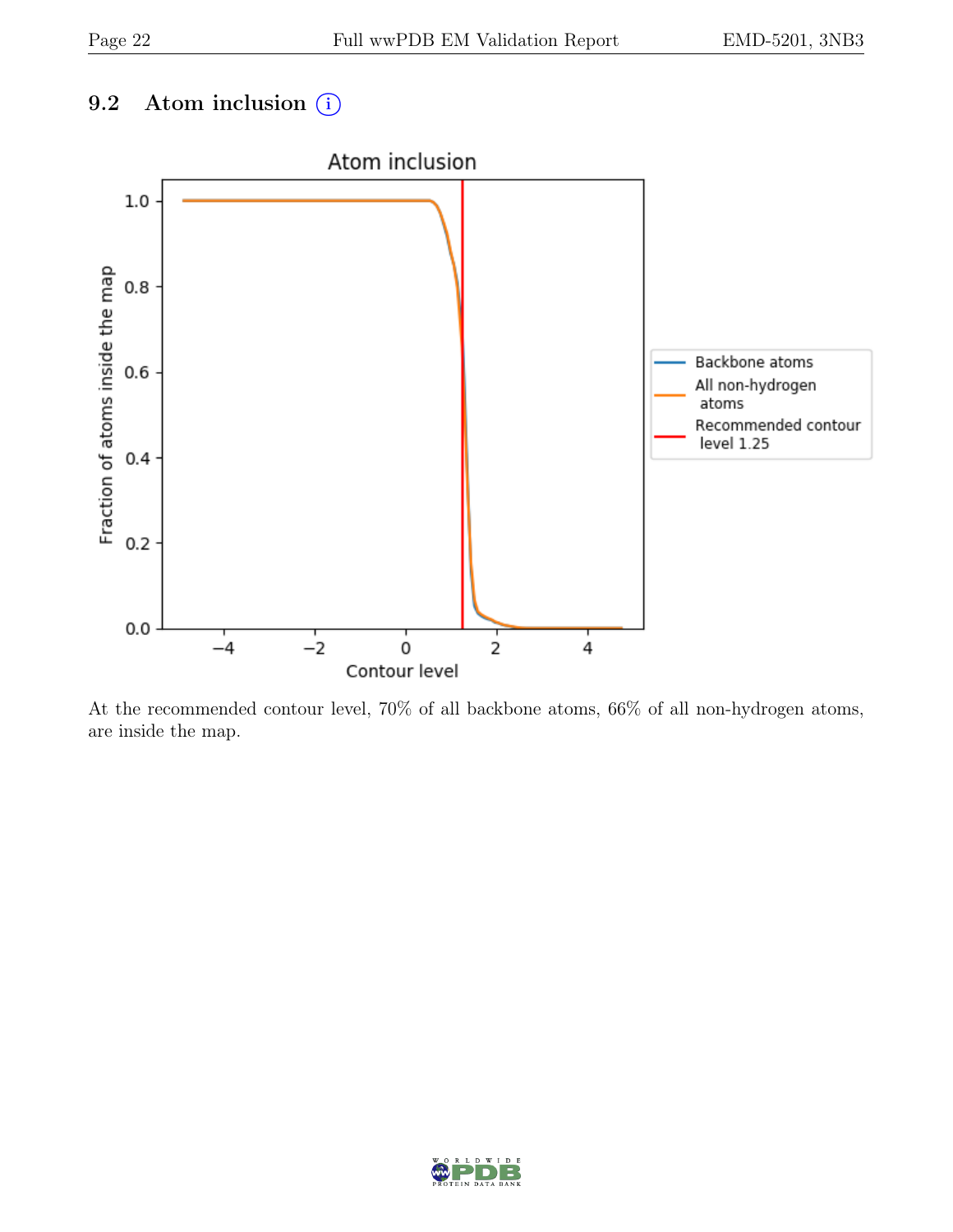## 9.2 Atom inclusion ⓘ

Atom inclusion

Fraction of atoms inside the map

Contour level

Backbone atoms

All non-hydrogen atoms

Recommended contour level 1.25

At the recommended contour level, 70% of all backbone atoms, 66% of all non-hydrogen atoms, are inside the map.